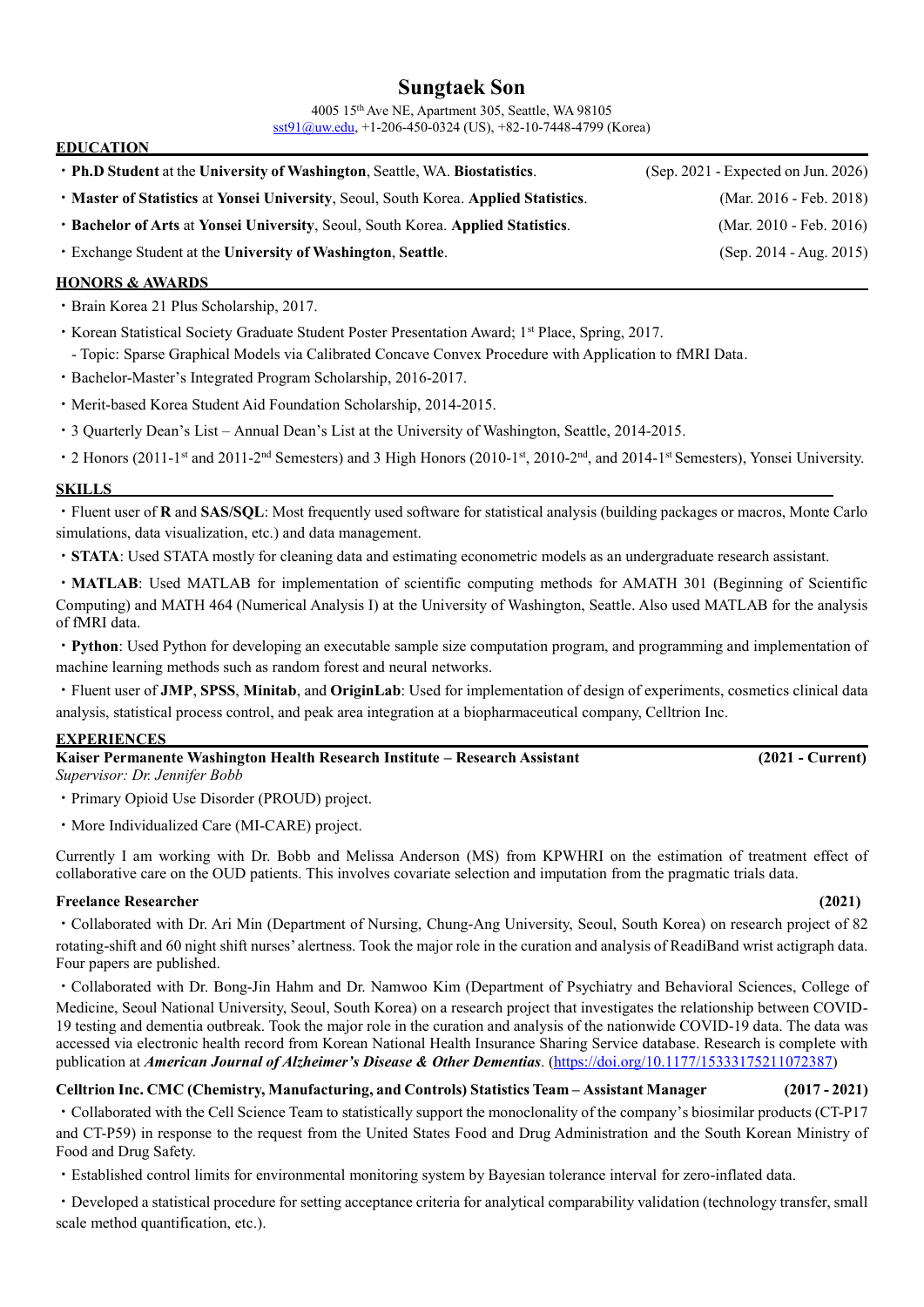# Sungtaek Son

4005 15th Ave NE, Apartment 305, Seattle, WA 98105
sst91@uw.edu, +1-206-450-0324 (US), +82-10-7448-4799 (Korea)

## EDUCATION

- **Ph.D Student** at the **University of Washington**, Seattle, WA. **Biostatistics**. (Sep. 2021 - Expected on Jun. 2026)
- **Master of Statistics** at **Yonsei University**, Seoul, South Korea. **Applied Statistics**. (Mar. 2016 - Feb. 2018)
- **Bachelor of Arts** at **Yonsei University**, Seoul, South Korea. **Applied Statistics**. (Mar. 2010 - Feb. 2016)
- Exchange Student at the **University of Washington**, **Seattle**. (Sep. 2014 - Aug. 2015)

## HONORS & AWARDS

- Brain Korea 21 Plus Scholarship, 2017.
- Korean Statistical Society Graduate Student Poster Presentation Award; 1st Place, Spring, 2017.
  - Topic: Sparse Graphical Models via Calibrated Concave Convex Procedure with Application to fMRI Data.
- Bachelor-Master's Integrated Program Scholarship, 2016-2017.
- Merit-based Korea Student Aid Foundation Scholarship, 2014-2015.
- 3 Quarterly Dean's List – Annual Dean's List at the University of Washington, Seattle, 2014-2015.
- 2 Honors (2011-1st and 2011-2nd Semesters) and 3 High Honors (2010-1st, 2010-2nd, and 2014-1st Semesters), Yonsei University.

## SKILLS

- Fluent user of **R** and **SAS/SQL**: Most frequently used software for statistical analysis (building packages or macros, Monte Carlo simulations, data visualization, etc.) and data management.
- **STATA**: Used STATA mostly for cleaning data and estimating econometric models as an undergraduate research assistant.
- **MATLAB**: Used MATLAB for implementation of scientific computing methods for AMATH 301 (Beginning of Scientific Computing) and MATH 464 (Numerical Analysis I) at the University of Washington, Seattle. Also used MATLAB for the analysis of fMRI data.
- **Python**: Used Python for developing an executable sample size computation program, and programming and implementation of machine learning methods such as random forest and neural networks.
- Fluent user of **JMP**, **SPSS**, **Minitab**, and **OriginLab**: Used for implementation of design of experiments, cosmetics clinical data analysis, statistical process control, and peak area integration at a biopharmaceutical company, Celltrion Inc.

## EXPERIENCES

**Kaiser Permanente Washington Health Research Institute – Research Assistant** **(2021 - Current)**
*Supervisor: Dr. Jennifer Bobb*

- Primary Opioid Use Disorder (PROUD) project.
- More Individualized Care (MI-CARE) project.

Currently I am working with Dr. Bobb and Melissa Anderson (MS) from KPWHRI on the estimation of treatment effect of collaborative care on the OUD patients. This involves covariate selection and imputation from the pragmatic trials data.

**Freelance Researcher** **(2021)**

- Collaborated with Dr. Ari Min (Department of Nursing, Chung-Ang University, Seoul, South Korea) on research project of 82 rotating-shift and 60 night shift nurses' alertness. Took the major role in the curation and analysis of ReadiBand wrist actigraph data. Four papers are published.
- Collaborated with Dr. Bong-Jin Hahm and Dr. Namwoo Kim (Department of Psychiatry and Behavioral Sciences, College of Medicine, Seoul National University, Seoul, South Korea) on a research project that investigates the relationship between COVID-19 testing and dementia outbreak. Took the major role in the curation and analysis of the nationwide COVID-19 data. The data was accessed via electronic health record from Korean National Health Insurance Sharing Service database. Research is complete with publication at ***American Journal of Alzheimer's Disease & Other Dementias***. (https://doi.org/10.1177/15333175211072387)

**Celltrion Inc. CMC (Chemistry, Manufacturing, and Controls) Statistics Team – Assistant Manager** **(2017 - 2021)**

- Collaborated with the Cell Science Team to statistically support the monoclonality of the company's biosimilar products (CT-P17 and CT-P59) in response to the request from the United States Food and Drug Administration and the South Korean Ministry of Food and Drug Safety.
- Established control limits for environmental monitoring system by Bayesian tolerance interval for zero-inflated data.
- Developed a statistical procedure for setting acceptance criteria for analytical comparability validation (technology transfer, small scale method quantification, etc.).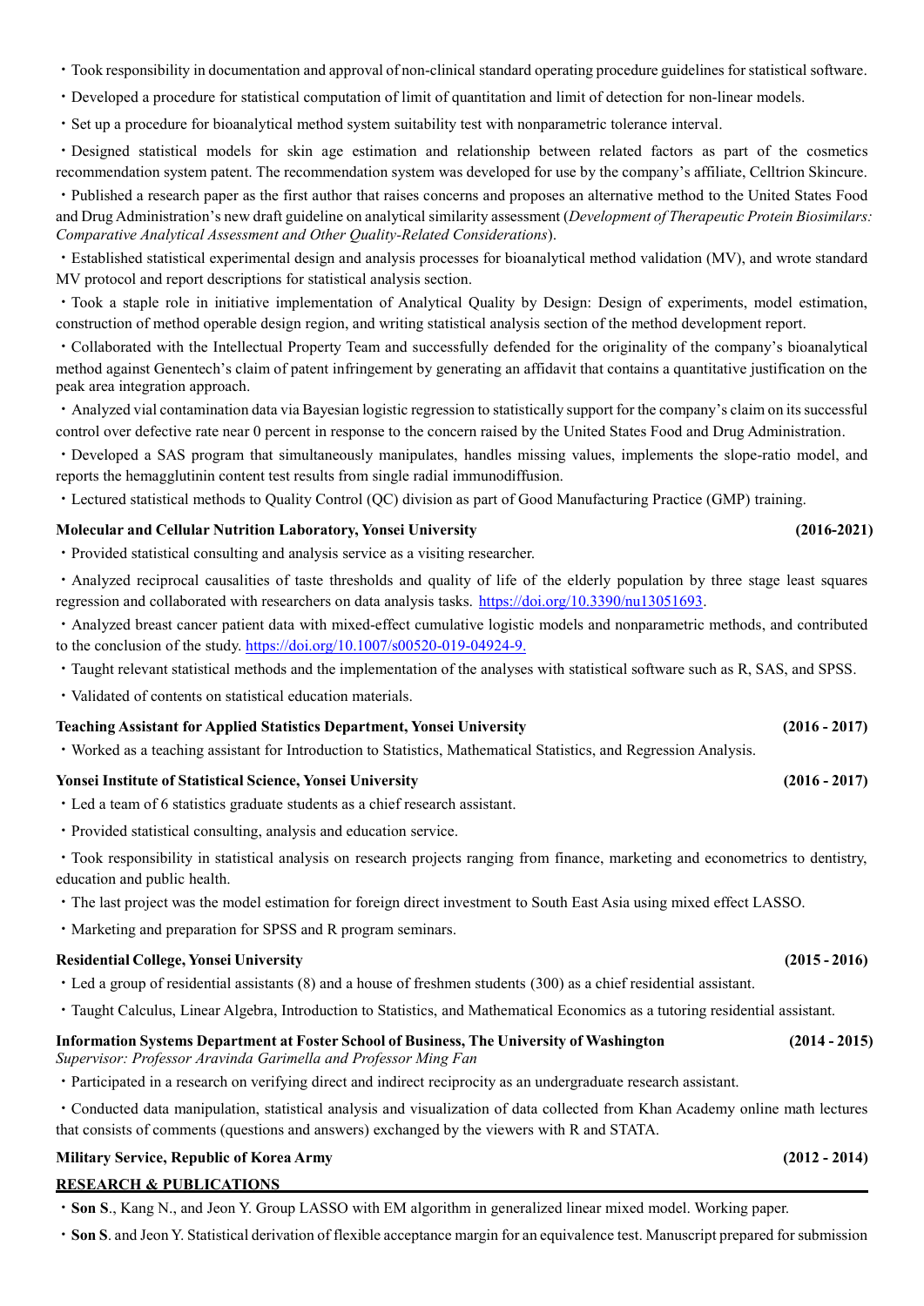- Took responsibility in documentation and approval of non-clinical standard operating procedure guidelines for statistical software.
- Developed a procedure for statistical computation of limit of quantitation and limit of detection for non-linear models.
- Set up a procedure for bioanalytical method system suitability test with nonparametric tolerance interval.
- Designed statistical models for skin age estimation and relationship between related factors as part of the cosmetics recommendation system patent. The recommendation system was developed for use by the company's affiliate, Celltrion Skincure.
- Published a research paper as the first author that raises concerns and proposes an alternative method to the United States Food and Drug Administration's new draft guideline on analytical similarity assessment (*Development of Therapeutic Protein Biosimilars: Comparative Analytical Assessment and Other Quality-Related Considerations*).
- Established statistical experimental design and analysis processes for bioanalytical method validation (MV), and wrote standard MV protocol and report descriptions for statistical analysis section.
- Took a staple role in initiative implementation of Analytical Quality by Design: Design of experiments, model estimation, construction of method operable design region, and writing statistical analysis section of the method development report.
- Collaborated with the Intellectual Property Team and successfully defended for the originality of the company's bioanalytical method against Genentech's claim of patent infringement by generating an affidavit that contains a quantitative justification on the peak area integration approach.
- Analyzed vial contamination data via Bayesian logistic regression to statistically support for the company's claim on its successful control over defective rate near 0 percent in response to the concern raised by the United States Food and Drug Administration.
- Developed a SAS program that simultaneously manipulates, handles missing values, implements the slope-ratio model, and reports the hemagglutinin content test results from single radial immunodiffusion.
- Lectured statistical methods to Quality Control (QC) division as part of Good Manufacturing Practice (GMP) training.

**Molecular and Cellular Nutrition Laboratory, Yonsei University** **(2016-2021)**

- Provided statistical consulting and analysis service as a visiting researcher.
- Analyzed reciprocal causalities of taste thresholds and quality of life of the elderly population by three stage least squares regression and collaborated with researchers on data analysis tasks. https://doi.org/10.3390/nu13051693.
- Analyzed breast cancer patient data with mixed-effect cumulative logistic models and nonparametric methods, and contributed to the conclusion of the study. https://doi.org/10.1007/s00520-019-04924-9.
- Taught relevant statistical methods and the implementation of the analyses with statistical software such as R, SAS, and SPSS.
- Validated of contents on statistical education materials.

**Teaching Assistant for Applied Statistics Department, Yonsei University** **(2016 - 2017)**

- Worked as a teaching assistant for Introduction to Statistics, Mathematical Statistics, and Regression Analysis.

**Yonsei Institute of Statistical Science, Yonsei University** **(2016 - 2017)**

- Led a team of 6 statistics graduate students as a chief research assistant.
- Provided statistical consulting, analysis and education service.
- Took responsibility in statistical analysis on research projects ranging from finance, marketing and econometrics to dentistry, education and public health.
- The last project was the model estimation for foreign direct investment to South East Asia using mixed effect LASSO.
- Marketing and preparation for SPSS and R program seminars.

**Residential College, Yonsei University** **(2015 - 2016)**

- Led a group of residential assistants (8) and a house of freshmen students (300) as a chief residential assistant.
- Taught Calculus, Linear Algebra, Introduction to Statistics, and Mathematical Economics as a tutoring residential assistant.

**Information Systems Department at Foster School of Business, The University of Washington** **(2014 - 2015)**
*Supervisor: Professor Aravinda Garimella and Professor Ming Fan*

- Participated in a research on verifying direct and indirect reciprocity as an undergraduate research assistant.
- Conducted data manipulation, statistical analysis and visualization of data collected from Khan Academy online math lectures that consists of comments (questions and answers) exchanged by the viewers with R and STATA.

**Military Service, Republic of Korea Army** **(2012 - 2014)**

## RESEARCH & PUBLICATIONS

- **Son S**., Kang N., and Jeon Y. Group LASSO with EM algorithm in generalized linear mixed model. Working paper.
- **Son S**. and Jeon Y. Statistical derivation of flexible acceptance margin for an equivalence test. Manuscript prepared for submission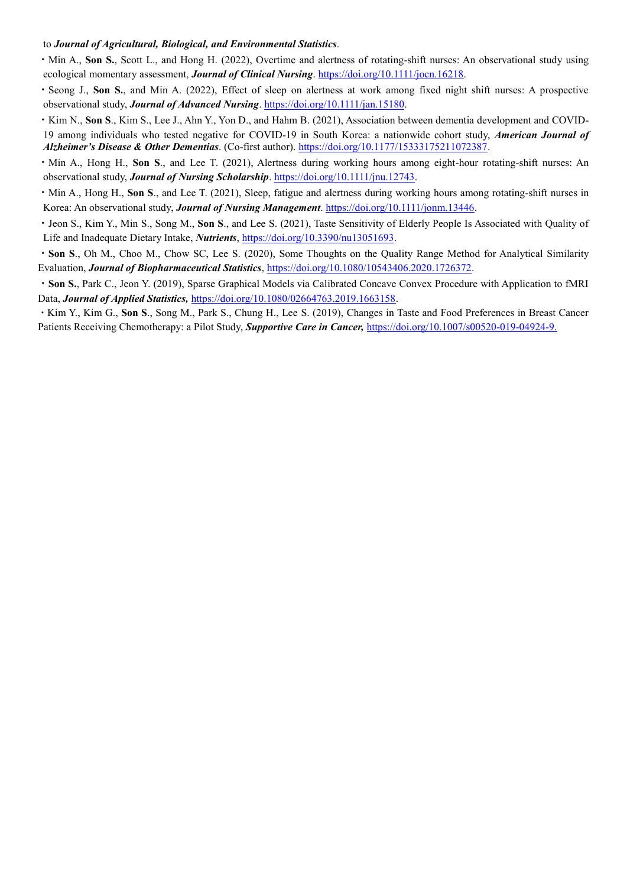to ***Journal of Agricultural, Biological, and Environmental Statistics***.

- Min A., **Son S.**, Scott L., and Hong H. (2022), Overtime and alertness of rotating-shift nurses: An observational study using ecological momentary assessment, ***Journal of Clinical Nursing***. https://doi.org/10.1111/jocn.16218.
- Seong J., **Son S.**, and Min A. (2022), Effect of sleep on alertness at work among fixed night shift nurses: A prospective observational study, ***Journal of Advanced Nursing***. https://doi.org/10.1111/jan.15180.
- Kim N., **Son S**., Kim S., Lee J., Ahn Y., Yon D., and Hahm B. (2021), Association between dementia development and COVID-19 among individuals who tested negative for COVID-19 in South Korea: a nationwide cohort study, ***American Journal of Alzheimer's Disease & Other Dementias***. (Co-first author). https://doi.org/10.1177/15333175211072387.
- Min A., Hong H., **Son S**., and Lee T. (2021), Alertness during working hours among eight-hour rotating-shift nurses: An observational study, ***Journal of Nursing Scholarship***. https://doi.org/10.1111/jnu.12743.
- Min A., Hong H., **Son S**., and Lee T. (2021), Sleep, fatigue and alertness during working hours among rotating-shift nurses in Korea: An observational study, ***Journal of Nursing Management***. https://doi.org/10.1111/jonm.13446.
- Jeon S., Kim Y., Min S., Song M., **Son S**., and Lee S. (2021), Taste Sensitivity of Elderly People Is Associated with Quality of Life and Inadequate Dietary Intake, ***Nutrients***, https://doi.org/10.3390/nu13051693.
- **Son S**., Oh M., Choo M., Chow SC, Lee S. (2020), Some Thoughts on the Quality Range Method for Analytical Similarity Evaluation, ***Journal of Biopharmaceutical Statistics***, https://doi.org/10.1080/10543406.2020.1726372.
- **Son S.**, Park C., Jeon Y. (2019), Sparse Graphical Models via Calibrated Concave Convex Procedure with Application to fMRI Data, ***Journal of Applied Statistics,*** https://doi.org/10.1080/02664763.2019.1663158.
- Kim Y., Kim G., **Son S**., Song M., Park S., Chung H., Lee S. (2019), Changes in Taste and Food Preferences in Breast Cancer Patients Receiving Chemotherapy: a Pilot Study, ***Supportive Care in Cancer,*** https://doi.org/10.1007/s00520-019-04924-9.